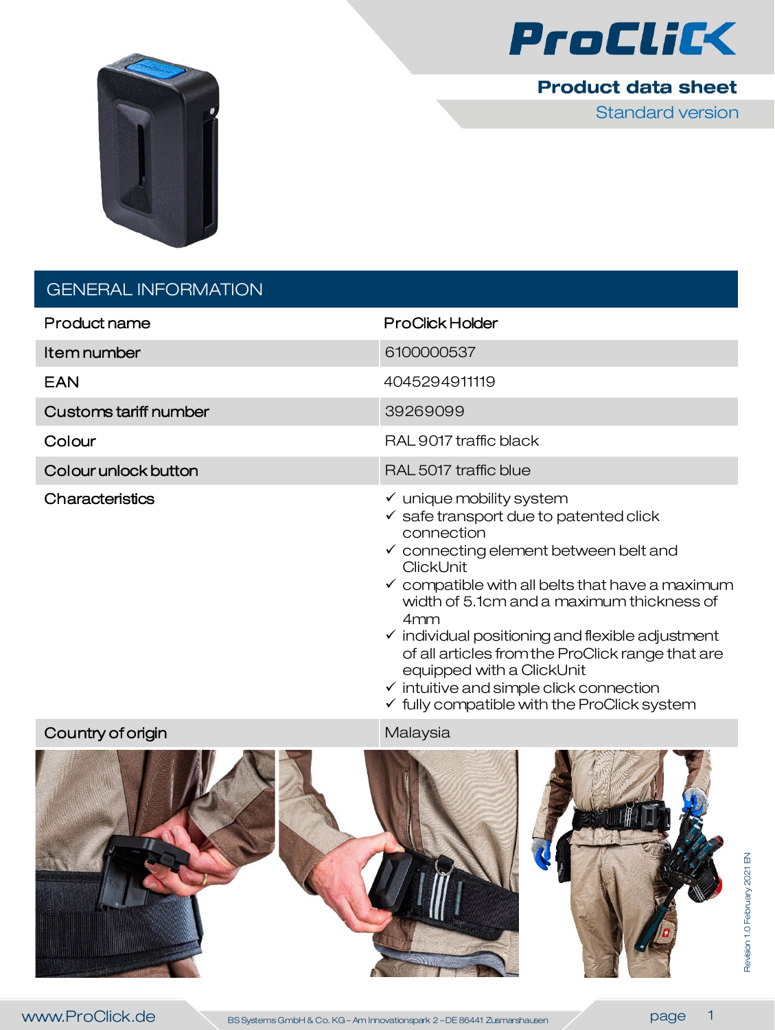# ProClick

## Product data sheet

Standard version

## GENERAL INFORMATION

| | |
|---|---|
| Product name | ProClick Holder |
| Item number | 6100000537 |
| EAN | 4045294911119 |
| Customs tariff number | 39269099 |
| Colour | RAL 9017 traffic black |
| Colour unlock button | RAL 5017 traffic blue |
| Characteristics | ✓ unique mobility system<br>✓ safe transport due to patented click connection<br>✓ connecting element between belt and ClickUnit<br>✓ compatible with all belts that have a maximum width of 5.1cm and a maximum thickness of 4mm<br>✓ individual positioning and flexible adjustment of all articles from the ProClick range that are equipped with a ClickUnit<br>✓ intuitive and simple click connection<br>✓ fully compatible with the ProClick system |
| Country of origin | Malaysia |

Revision 1.0 February 2021 EN

www.ProClick.de

BS Systems GmbH & Co. KG – Am Innovationspark 2 – DE 86441 Zusmarshausen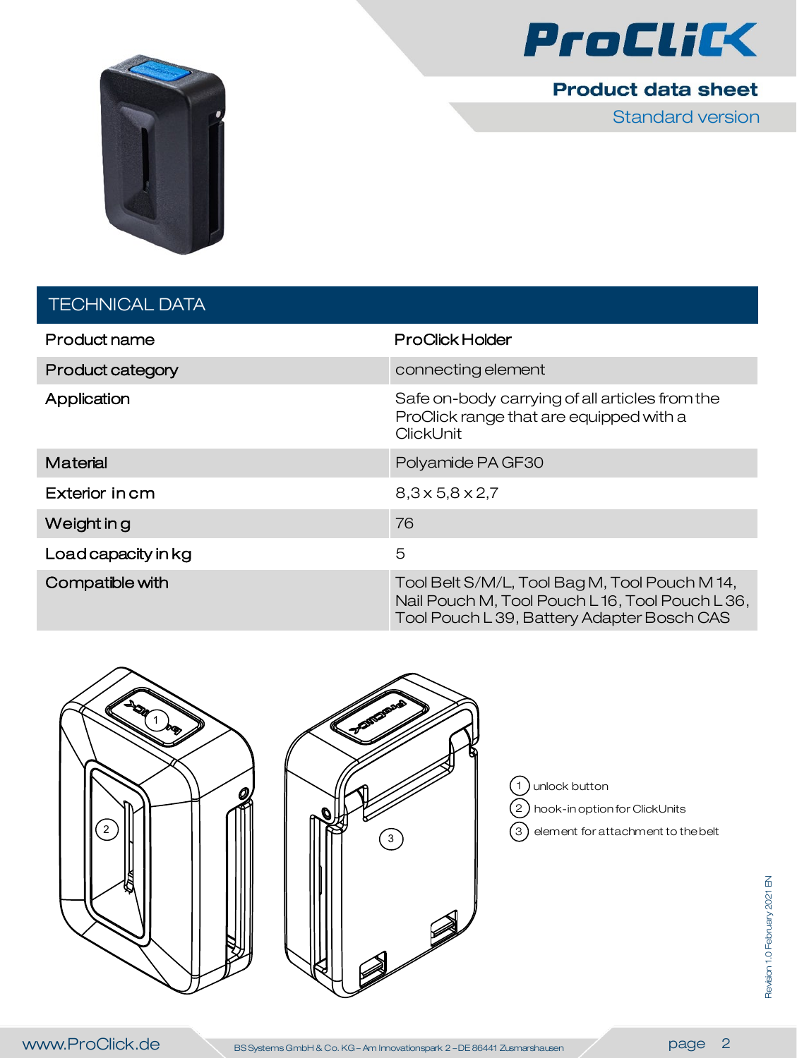# ProClick

## Product data sheet

Standard version

## TECHNICAL DATA

| | |
|---|---|
| Product name | **ProClick Holder** |
| Product category | connecting element |
| Application | Safe on-body carrying of all articles from the ProClick range that are equipped with a ClickUnit |
| Material | Polyamide PA GF30 |
| Exterior in cm | 8,3 x 5,8 x 2,7 |
| Weight in g | 76 |
| Load capacity in kg | 5 |
| Compatible with | Tool Belt S/M/L, Tool Bag M, Tool Pouch M 14, Nail Pouch M, Tool Pouch L 16, Tool Pouch L 36, Tool Pouch L 39, Battery Adapter Bosch CAS |

1. unlock button
2. hook-in option for ClickUnits
3. element for attachment to the belt

Revision 1.0 February 2021 EN

www.ProClick.de

BS Systems GmbH & Co. KG – Am Innovationspark 2 – DE 86441 Zusmarshausen